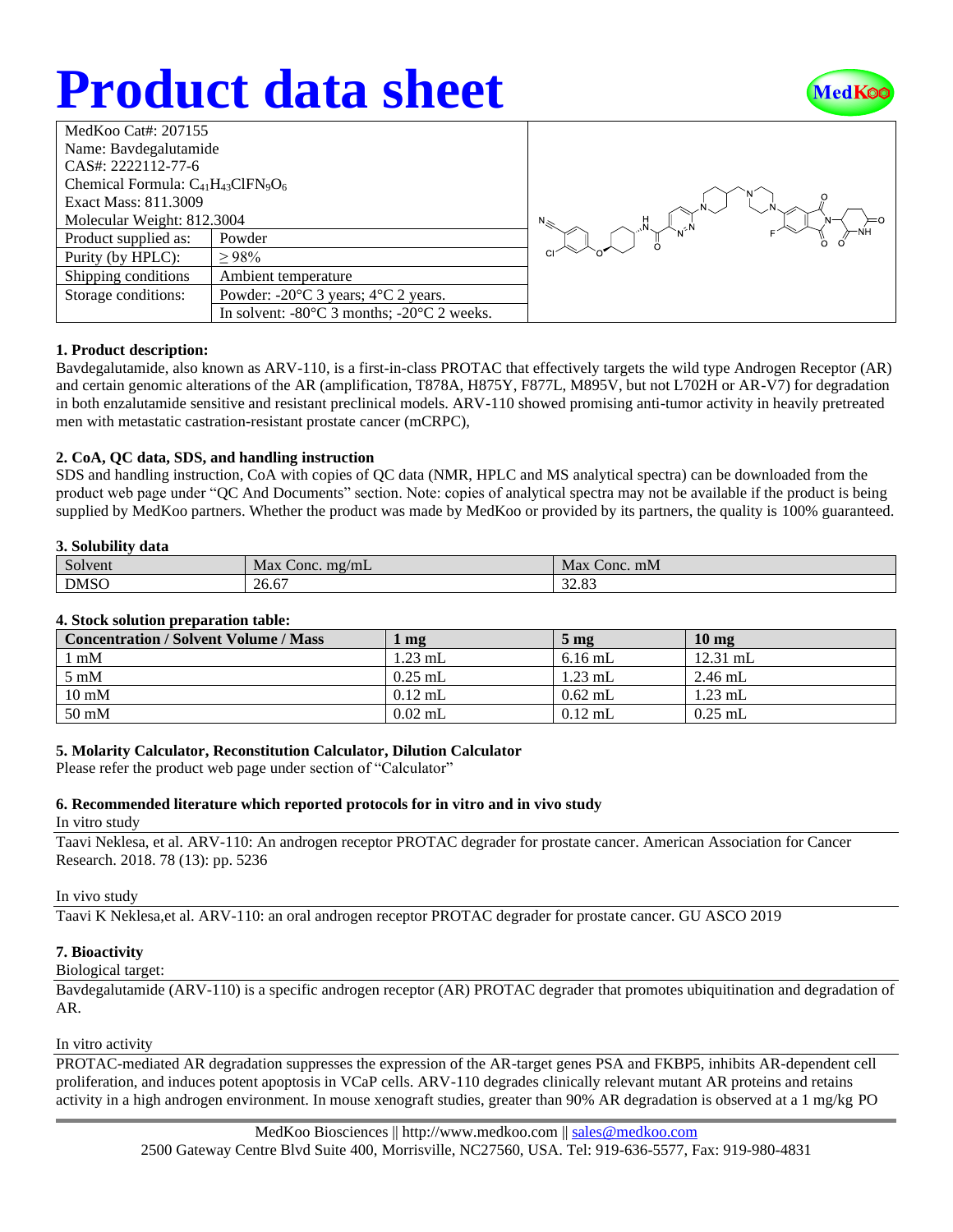# Product data sheet

| MedKoo Cat#: 207155 | |
|---|---|
| Name: Bavdegalutamide | |
| CAS#: 2222112-77-6 | |
| Chemical Formula: $C_{41}H_{43}ClFN_9O_6$ | |
| Exact Mass: 811.3009 | |
| Molecular Weight: 812.3004 | |
| Product supplied as: | Powder |
| Purity (by HPLC): | ≥ 98% |
| Shipping conditions | Ambient temperature |
| Storage conditions: | Powder: -20°C 3 years; 4°C 2 years. |
| | In solvent: -80°C 3 months; -20°C 2 weeks. |

### 1. Product description:

Bavdegalutamide, also known as ARV-110, is a first-in-class PROTAC that effectively targets the wild type Androgen Receptor (AR) and certain genomic alterations of the AR (amplification, T878A, H875Y, F877L, M895V, but not L702H or AR-V7) for degradation in both enzalutamide sensitive and resistant preclinical models. ARV-110 showed promising anti-tumor activity in heavily pretreated men with metastatic castration-resistant prostate cancer (mCRPC),

### 2. CoA, QC data, SDS, and handling instruction

SDS and handling instruction, CoA with copies of QC data (NMR, HPLC and MS analytical spectra) can be downloaded from the product web page under "QC And Documents" section. Note: copies of analytical spectra may not be available if the product is being supplied by MedKoo partners. Whether the product was made by MedKoo or provided by its partners, the quality is 100% guaranteed.

### 3. Solubility data

| Solvent | Max Conc. mg/mL | Max Conc. mM |
|---|---|---|
| DMSO | 26.67 | 32.83 |

### 4. Stock solution preparation table:

| Concentration / Solvent Volume / Mass | 1 mg | 5 mg | 10 mg |
|---|---|---|---|
| 1 mM | 1.23 mL | 6.16 mL | 12.31 mL |
| 5 mM | 0.25 mL | 1.23 mL | 2.46 mL |
| 10 mM | 0.12 mL | 0.62 mL | 1.23 mL |
| 50 mM | 0.02 mL | 0.12 mL | 0.25 mL |

### 5. Molarity Calculator, Reconstitution Calculator, Dilution Calculator

Please refer the product web page under section of "Calculator"

### 6. Recommended literature which reported protocols for in vitro and in vivo study

In vitro study

Taavi Neklesa, et al. ARV-110: An androgen receptor PROTAC degrader for prostate cancer. American Association for Cancer Research. 2018. 78 (13): pp. 5236

In vivo study

Taavi K Neklesa,et al. ARV-110: an oral androgen receptor PROTAC degrader for prostate cancer. GU ASCO 2019

### 7. Bioactivity

Biological target:

Bavdegalutamide (ARV-110) is a specific androgen receptor (AR) PROTAC degrader that promotes ubiquitination and degradation of AR.

In vitro activity

PROTAC-mediated AR degradation suppresses the expression of the AR-target genes PSA and FKBP5, inhibits AR-dependent cell proliferation, and induces potent apoptosis in VCaP cells. ARV-110 degrades clinically relevant mutant AR proteins and retains activity in a high androgen environment. In mouse xenograft studies, greater than 90% AR degradation is observed at a 1 mg/kg PO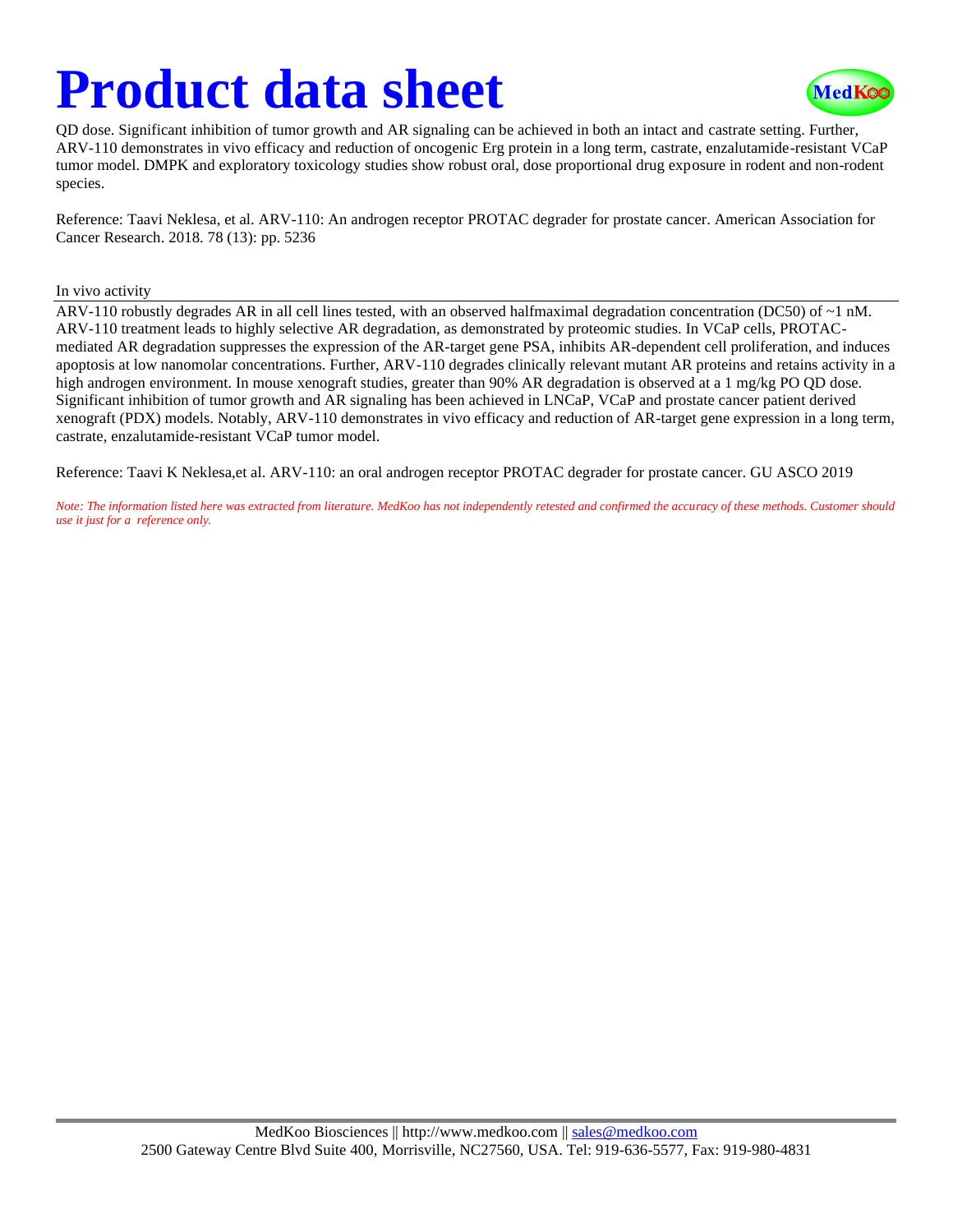QD dose. Significant inhibition of tumor growth and AR signaling can be achieved in both an intact and castrate setting. Further, ARV-110 demonstrates in vivo efficacy and reduction of oncogenic Erg protein in a long term, castrate, enzalutamide-resistant VCaP tumor model. DMPK and exploratory toxicology studies show robust oral, dose proportional drug exposure in rodent and non-rodent species.

Reference: Taavi Neklesa, et al. ARV-110: An androgen receptor PROTAC degrader for prostate cancer. American Association for Cancer Research. 2018. 78 (13): pp. 5236

## In vivo activity

ARV-110 robustly degrades AR in all cell lines tested, with an observed halfmaximal degradation concentration (DC50) of ~1 nM. ARV-110 treatment leads to highly selective AR degradation, as demonstrated by proteomic studies. In VCaP cells, PROTAC-mediated AR degradation suppresses the expression of the AR-target gene PSA, inhibits AR-dependent cell proliferation, and induces apoptosis at low nanomolar concentrations. Further, ARV-110 degrades clinically relevant mutant AR proteins and retains activity in a high androgen environment. In mouse xenograft studies, greater than 90% AR degradation is observed at a 1 mg/kg PO QD dose. Significant inhibition of tumor growth and AR signaling has been achieved in LNCaP, VCaP and prostate cancer patient derived xenograft (PDX) models. Notably, ARV-110 demonstrates in vivo efficacy and reduction of AR-target gene expression in a long term, castrate, enzalutamide-resistant VCaP tumor model.

Reference: Taavi K Neklesa,et al. ARV-110: an oral androgen receptor PROTAC degrader for prostate cancer. GU ASCO 2019

*Note: The information listed here was extracted from literature. MedKoo has not independently retested and confirmed the accuracy of these methods. Customer should use it just for a reference only.*